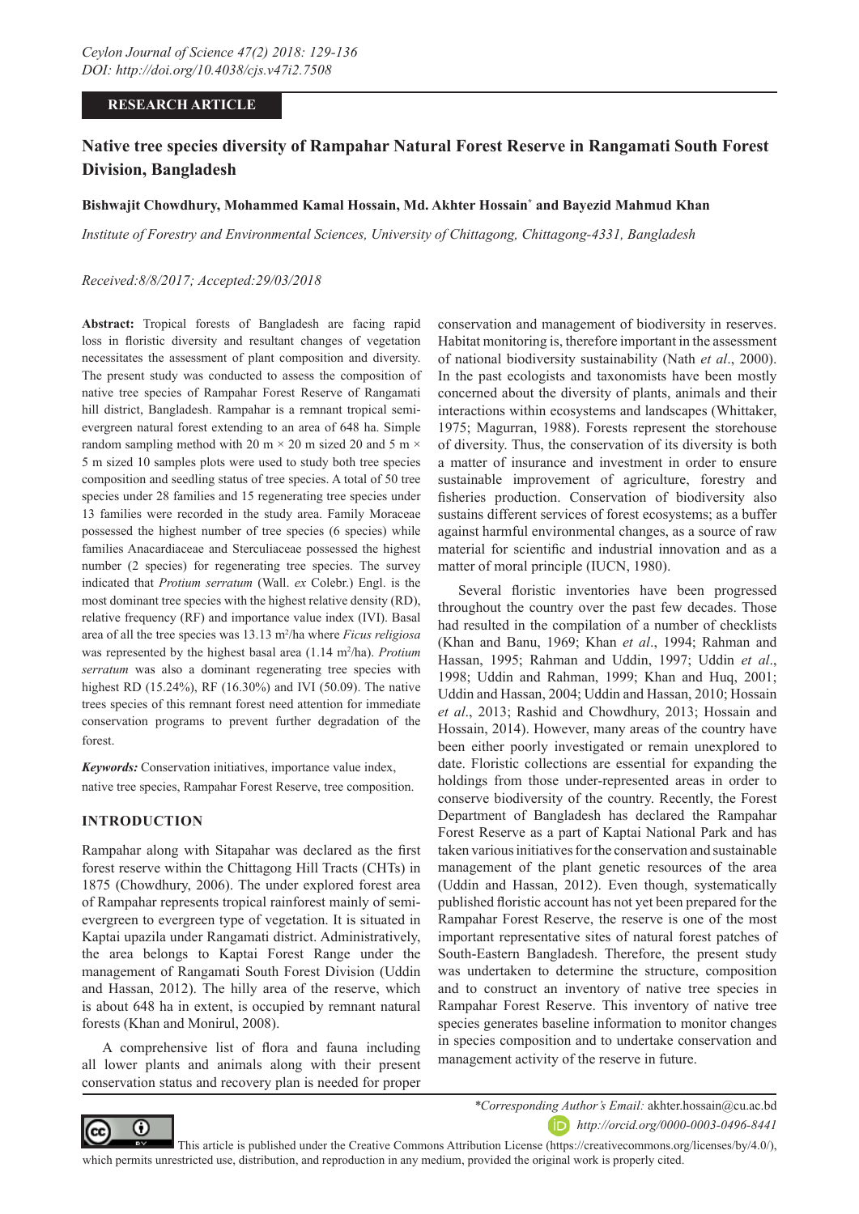**RESEARCH ARTICLE**

# Native tree species diversity of Rampahar Natural Forest Reserve in Rangamati South Forest Division, Bangladesh

**Bishwajit Chowdhury, Mohammed Kamal Hossain, Md. Akhter Hossain* and Bayezid Mahmud Khan**

*Institute of Forestry and Environmental Sciences, University of Chittagong, Chittagong-4331, Bangladesh*

*Received:8/8/2017; Accepted:29/03/2018*

**Abstract:** Tropical forests of Bangladesh are facing rapid loss in floristic diversity and resultant changes of vegetation necessitates the assessment of plant composition and diversity. The present study was conducted to assess the composition of native tree species of Rampahar Forest Reserve of Rangamati hill district, Bangladesh. Rampahar is a remnant tropical semi-evergreen natural forest extending to an area of 648 ha. Simple random sampling method with 20 m × 20 m sized 20 and 5 m × 5 m sized 10 samples plots were used to study both tree species composition and seedling status of tree species. A total of 50 tree species under 28 families and 15 regenerating tree species under 13 families were recorded in the study area. Family Moraceae possessed the highest number of tree species (6 species) while families Anacardiaceae and Sterculiaceae possessed the highest number (2 species) for regenerating tree species. The survey indicated that *Protium serratum* (Wall. *ex* Colebr.) Engl. is the most dominant tree species with the highest relative density (RD), relative frequency (RF) and importance value index (IVI). Basal area of all the tree species was 13.13 m$^2$/ha where *Ficus religiosa* was represented by the highest basal area (1.14 m$^2$/ha). *Protium serratum* was also a dominant regenerating tree species with highest RD (15.24%), RF (16.30%) and IVI (50.09). The native trees species of this remnant forest need attention for immediate conservation programs to prevent further degradation of the forest.

***Keywords:*** Conservation initiatives, importance value index, native tree species, Rampahar Forest Reserve, tree composition.

## INTRODUCTION

Rampahar along with Sitapahar was declared as the first forest reserve within the Chittagong Hill Tracts (CHTs) in 1875 (Chowdhury, 2006). The under explored forest area of Rampahar represents tropical rainforest mainly of semi-evergreen to evergreen type of vegetation. It is situated in Kaptai upazila under Rangamati district. Administratively, the area belongs to Kaptai Forest Range under the management of Rangamati South Forest Division (Uddin and Hassan, 2012). The hilly area of the reserve, which is about 648 ha in extent, is occupied by remnant natural forests (Khan and Monirul, 2008).

A comprehensive list of flora and fauna including all lower plants and animals along with their present conservation status and recovery plan is needed for proper conservation and management of biodiversity in reserves. Habitat monitoring is, therefore important in the assessment of national biodiversity sustainability (Nath *et al*., 2000). In the past ecologists and taxonomists have been mostly concerned about the diversity of plants, animals and their interactions within ecosystems and landscapes (Whittaker, 1975; Magurran, 1988). Forests represent the storehouse of diversity. Thus, the conservation of its diversity is both a matter of insurance and investment in order to ensure sustainable improvement of agriculture, forestry and fisheries production. Conservation of biodiversity also sustains different services of forest ecosystems; as a buffer against harmful environmental changes, as a source of raw material for scientific and industrial innovation and as a matter of moral principle (IUCN, 1980).

Several floristic inventories have been progressed throughout the country over the past few decades. Those had resulted in the compilation of a number of checklists (Khan and Banu, 1969; Khan *et al*., 1994; Rahman and Hassan, 1995; Rahman and Uddin, 1997; Uddin *et al*., 1998; Uddin and Rahman, 1999; Khan and Huq, 2001; Uddin and Hassan, 2004; Uddin and Hassan, 2010; Hossain *et al*., 2013; Rashid and Chowdhury, 2013; Hossain and Hossain, 2014). However, many areas of the country have been either poorly investigated or remain unexplored to date. Floristic collections are essential for expanding the holdings from those under-represented areas in order to conserve biodiversity of the country. Recently, the Forest Department of Bangladesh has declared the Rampahar Forest Reserve as a part of Kaptai National Park and has taken various initiatives for the conservation and sustainable management of the plant genetic resources of the area (Uddin and Hassan, 2012). Even though, systematically published floristic account has not yet been prepared for the Rampahar Forest Reserve, the reserve is one of the most important representative sites of natural forest patches of South-Eastern Bangladesh. Therefore, the present study was undertaken to determine the structure, composition and to construct an inventory of native tree species in Rampahar Forest Reserve. This inventory of native tree species generates baseline information to monitor changes in species composition and to undertake conservation and management activity of the reserve in future.

**Corresponding Author's Email:* akhter.hossain@cu.ac.bd

http://orcid.org/0000-0003-0496-8441

This article is published under the Creative Commons Attribution License (https://creativecommons.org/licenses/by/4.0/), which permits unrestricted use, distribution, and reproduction in any medium, provided the original work is properly cited.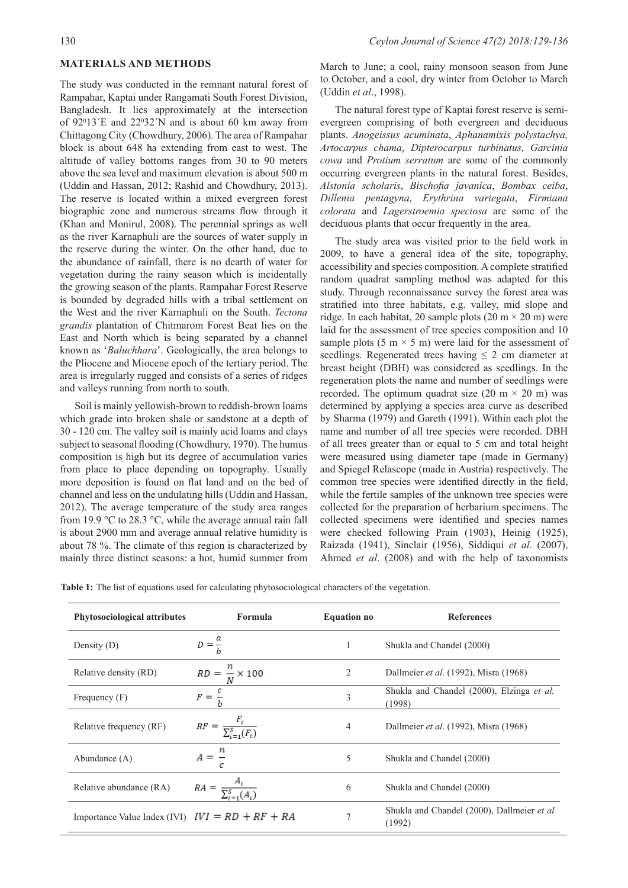## MATERIALS AND METHODS

The study was conducted in the remnant natural forest of Rampahar, Kaptai under Rangamati South Forest Division, Bangladesh. It lies approximately at the intersection of 92°13´E and 22°32´N and is about 60 km away from Chittagong City (Chowdhury, 2006). The area of Rampahar block is about 648 ha extending from east to west. The altitude of valley bottoms ranges from 30 to 90 meters above the sea level and maximum elevation is about 500 m (Uddin and Hassan, 2012; Rashid and Chowdhury, 2013). The reserve is located within a mixed evergreen forest biographic zone and numerous streams flow through it (Khan and Monirul, 2008). The perennial springs as well as the river Karnaphuli are the sources of water supply in the reserve during the winter. On the other hand, due to the abundance of rainfall, there is no dearth of water for vegetation during the rainy season which is incidentally the growing season of the plants. Rampahar Forest Reserve is bounded by degraded hills with a tribal settlement on the West and the river Karnaphuli on the South. *Tectona grandis* plantation of Chitmarom Forest Beat lies on the East and North which is being separated by a channel known as '*Baluchhara*'. Geologically, the area belongs to the Pliocene and Miocene epoch of the tertiary period. The area is irregularly rugged and consists of a series of ridges and valleys running from north to south.

Soil is mainly yellowish-brown to reddish-brown loams which grade into broken shale or sandstone at a depth of 30 - 120 cm. The valley soil is mainly acid loams and clays subject to seasonal flooding (Chowdhury, 1970). The humus composition is high but its degree of accumulation varies from place to place depending on topography. Usually more deposition is found on flat land and on the bed of channel and less on the undulating hills (Uddin and Hassan, 2012). The average temperature of the study area ranges from 19.9 °C to 28.3 °C, while the average annual rain fall is about 2900 mm and average annual relative humidity is about 78 %. The climate of this region is characterized by mainly three distinct seasons: a hot, humid summer from March to June; a cool, rainy monsoon season from June to October, and a cool, dry winter from October to March (Uddin *et al*., 1998).

The natural forest type of Kaptai forest reserve is semi-evergreen comprising of both evergreen and deciduous plants. *Anogeissus acuminata*, *Aphanamixis polystachya*, *Artocarpus chama*, *Dipterocarpus turbinatus, Garcinia cowa* and *Protium serratum* are some of the commonly occurring evergreen plants in the natural forest. Besides, *Alstonia scholaris*, *Bischofia javanica*, *Bombax ceiba*, *Dillenia pentagyna*, *Erythrina variegata*, *Firmiana colorata* and *Lagerstroemia speciosa* are some of the deciduous plants that occur frequently in the area.

The study area was visited prior to the field work in 2009, to have a general idea of the site, topography, accessibility and species composition. A complete stratified random quadrat sampling method was adapted for this study. Through reconnaissance survey the forest area was stratified into three habitats, e.g. valley, mid slope and ridge. In each habitat, 20 sample plots (20 m × 20 m) were laid for the assessment of tree species composition and 10 sample plots (5 m × 5 m) were laid for the assessment of seedlings. Regenerated trees having ≤ 2 cm diameter at breast height (DBH) was considered as seedlings. In the regeneration plots the name and number of seedlings were recorded. The optimum quadrat size (20 m × 20 m) was determined by applying a species area curve as described by Sharma (1979) and Gareth (1991). Within each plot the name and number of all tree species were recorded. DBH of all trees greater than or equal to 5 cm and total height were measured using diameter tape (made in Germany) and Spiegel Relascope (made in Austria) respectively. The common tree species were identified directly in the field, while the fertile samples of the unknown tree species were collected for the preparation of herbarium specimens. The collected specimens were identified and species names were checked following Prain (1903), Heinig (1925), Raizada (1941), Sinclair (1956), Siddiqui *et al*. (2007), Ahmed *et al*. (2008) and with the help of taxonomists

**Table 1:** The list of equations used for calculating phytosociological characters of the vegetation.

| Phytosociological attributes | Formula | Equation no | References |
|---|---|---|---|
| Density (D) | $D = \frac{a}{b}$ | 1 | Shukla and Chandel (2000) |
| Relative density (RD) | $RD = \frac{n}{N} \times 100$ | 2 | Dallmeier *et al*. (1992), Misra (1968) |
| Frequency (F) | $F = \frac{c}{b}$ | 3 | Shukla and Chandel (2000), Elzinga *et al.* (1998) |
| Relative frequency (RF) | $RF = \frac{F_i}{\sum_{i=1}^{S}(F_i)}$ | 4 | Dallmeier *et al*. (1992), Misra (1968) |
| Abundance (A) | $A = \frac{n}{c}$ | 5 | Shukla and Chandel (2000) |
| Relative abundance (RA) | $RA = \frac{A_i}{\sum_{i=1}^{S}(A_i)}$ | 6 | Shukla and Chandel (2000) |
| Importance Value Index (IVI) | $IVI = RD + RF + RA$ | 7 | Shukla and Chandel (2000), Dallmeier *et al* (1992) |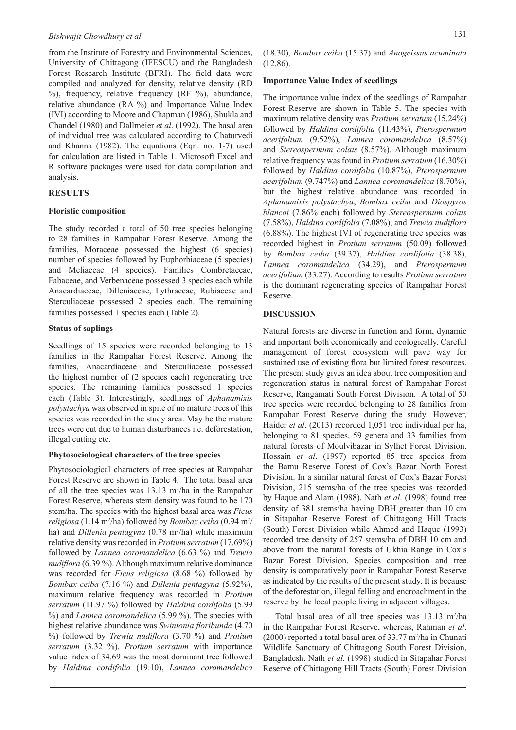from the Institute of Forestry and Environmental Sciences, University of Chittagong (IFESCU) and the Bangladesh Forest Research Institute (BFRI). The field data were compiled and analyzed for density, relative density (RD %), frequency, relative frequency (RF %), abundance, relative abundance (RA %) and Importance Value Index (IVI) according to Moore and Chapman (1986), Shukla and Chandel (1980) and Dallmeier *et al*. (1992). The basal area of individual tree was calculated according to Chaturvedi and Khanna (1982). The equations (Eqn. no. 1-7) used for calculation are listed in Table 1. Microsoft Excel and R software packages were used for data compilation and analysis.

## RESULTS

### Floristic composition

The study recorded a total of 50 tree species belonging to 28 families in Rampahar Forest Reserve. Among the families, Moraceae possessed the highest (6 species) number of species followed by Euphorbiaceae (5 species) and Meliaceae (4 species). Families Combretaceae, Fabaceae, and Verbenaceae possessed 3 species each while Anacardiaceae, Dilleniaceae, Lythraceae, Rubiaceae and Sterculiaceae possessed 2 species each. The remaining families possessed 1 species each (Table 2).

### Status of saplings

Seedlings of 15 species were recorded belonging to 13 families in the Rampahar Forest Reserve. Among the families, Anacardiaceae and Sterculiaceae possessed the highest number of (2 species each) regenerating tree species. The remaining families possessed 1 species each (Table 3). Interestingly, seedlings of *Aphanamixis polystachya* was observed in spite of no mature trees of this species was recorded in the study area. May be the mature trees were cut due to human disturbances i.e. deforestation, illegal cutting etc.

### Phytosociological characters of the tree species

Phytosociological characters of tree species at Rampahar Forest Reserve are shown in Table 4. The total basal area of all the tree species was 13.13 $m^2$/ha in the Rampahar Forest Reserve, whereas stem density was found to be 170 stem/ha. The species with the highest basal area was *Ficus religiosa* (1.14 $m^2$/ha) followed by *Bombax ceiba* (0.94 $m^2$/ha) and *Dillenia pentagyna* (0.78 $m^2$/ha) while maximum relative density was recorded in *Protium serratum* (17.69%) followed by *Lannea coromandelica* (6.63 %) and *Trewia nudiflora* (6.39 %). Although maximum relative dominance was recorded for *Ficus religiosa* (8.68 %) followed by *Bombax ceiba* (7.16 %) and *Dillenia pentagyna* (5.92%), maximum relative frequency was recorded in *Protium serratum* (11.97 %) followed by *Haldina cordifolia* (5.99 %) and *Lannea coromandelica* (5.99 %). The species with highest relative abundance was *Swintonia floribunda* (4.70 %) followed by *Trewia nudiflora* (3.70 %) and *Protium serratum* (3.32 %). *Protium serratum* with importance value index of 34.69 was the most dominant tree followed by *Haldina cordifolia* (19.10), *Lannea coromandelica* (18.30), *Bombax ceiba* (15.37) and *Anogeissus acuminata* (12.86).

### Importance Value Index of seedlings

The importance value index of the seedlings of Rampahar Forest Reserve are shown in Table 5. The species with maximum relative density was *Protium serratum* (15.24%) followed by *Haldina cordifolia* (11.43%), *Pterospermum acerifolium* (9.52%), *Lannea coromandelica* (8.57%) and *Stereospermum colais* (8.57%). Although maximum relative frequency was found in *Protium serratum* (16.30%) followed by *Haldina cordifolia* (10.87%), *Pterospermum acerifolium* (9.747%) and *Lannea coromandelica* (8.70%), but the highest relative abundance was recorded in *Aphanamixis polystachya*, *Bombax ceiba* and *Diospyros blancoi* (7.86% each) followed by *Stereospermum colais* (7.58%), *Haldina cordifolia* (7.08%), and *Trewia nudiflora* (6.88%). The highest IVI of regenerating tree species was recorded highest in *Protium serratum* (50.09) followed by *Bombax ceiba* (39.37), *Haldina cordifolia* (38.38), *Lannea coromandelica* (34.29), and *Pterospermum acerifolium* (33.27). According to results *Protium serratum* is the dominant regenerating species of Rampahar Forest Reserve.

## DISCUSSION

Natural forests are diverse in function and form, dynamic and important both economically and ecologically. Careful management of forest ecosystem will pave way for sustained use of existing flora but limited forest resources. The present study gives an idea about tree composition and regeneration status in natural forest of Rampahar Forest Reserve, Rangamati South Forest Division. A total of 50 tree species were recorded belonging to 28 families from Rampahar Forest Reserve during the study. However, Haider *et al*. (2013) recorded 1,051 tree individual per ha, belonging to 81 species, 59 genera and 33 families from natural forests of Moulvibazar in Sylhet Forest Division. Hossain *et al*. (1997) reported 85 tree species from the Bamu Reserve Forest of Cox's Bazar North Forest Division. In a similar natural forest of Cox's Bazar Forest Division, 215 stems/ha of the tree species was recorded by Haque and Alam (1988). Nath *et al*. (1998) found tree density of 381 stems/ha having DBH greater than 10 cm in Sitapahar Reserve Forest of Chittagong Hill Tracts (South) Forest Division while Ahmed and Haque (1993) recorded tree density of 257 stems/ha of DBH 10 cm and above from the natural forests of Ukhia Range in Cox's Bazar Forest Division. Species composition and tree density is comparatively poor in Rampahar Forest Reserve as indicated by the results of the present study. It is because of the deforestation, illegal felling and encroachment in the reserve by the local people living in adjacent villages.

Total basal area of all tree species was 13.13 $m^2$/ha in the Rampahar Forest Reserve, whereas, Rahman *et al*. (2000) reported a total basal area of 33.77 $m^2$/ha in Chunati Wildlife Sanctuary of Chittagong South Forest Division, Bangladesh. Nath *et al.* (1998) studied in Sitapahar Forest Reserve of Chittagong Hill Tracts (South) Forest Division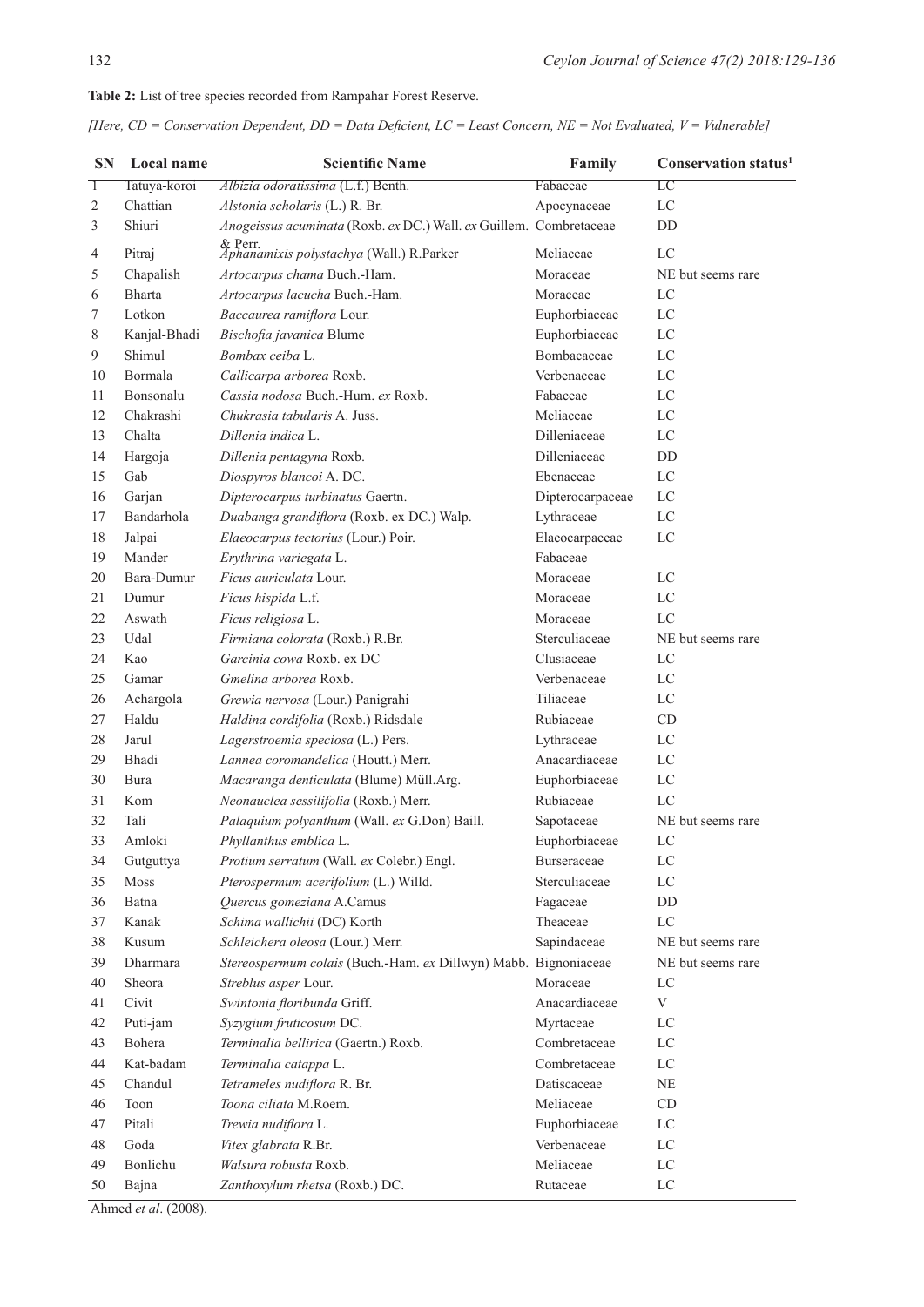**Table 2:** List of tree species recorded from Rampahar Forest Reserve.

*[Here, CD = Conservation Dependent, DD = Data Deficient, LC = Least Concern, NE = Not Evaluated, V = Vulnerable]*

| SN | Local name | Scientific Name | Family | Conservation status[1] |
|---|---|---|---|---|
| 1 | Tatuya-koroi | *Albizia odoratissima* (L.f.) Benth. | Fabaceae | LC |
| 2 | Chattian | *Alstonia scholaris* (L.) R. Br. | Apocynaceae | LC |
| 3 | Shiuri | *Anogeissus acuminata* (Roxb. *ex* DC.) Wall. *ex* Guillem. & Perr. | Combretaceae | DD |
| 4 | Pitraj | *Aphanamixis polystachya* (Wall.) R.Parker | Meliaceae | LC |
| 5 | Chapalish | *Artocarpus chama* Buch.-Ham. | Moraceae | NE but seems rare |
| 6 | Bharta | *Artocarpus lacucha* Buch.-Ham. | Moraceae | LC |
| 7 | Lotkon | *Baccaurea ramiflora* Lour. | Euphorbiaceae | LC |
| 8 | Kanjal-Bhadi | *Bischofia javanica* Blume | Euphorbiaceae | LC |
| 9 | Shimul | *Bombax ceiba* L. | Bombacaceae | LC |
| 10 | Bormala | *Callicarpa arborea* Roxb. | Verbenaceae | LC |
| 11 | Bonsonalu | *Cassia nodosa* Buch.-Hum. *ex* Roxb. | Fabaceae | LC |
| 12 | Chakrashi | *Chukrasia tabularis* A. Juss. | Meliaceae | LC |
| 13 | Chalta | *Dillenia indica* L. | Dilleniaceae | LC |
| 14 | Hargoja | *Dillenia pentagyna* Roxb. | Dilleniaceae | DD |
| 15 | Gab | *Diospyros blancoi* A. DC. | Ebenaceae | LC |
| 16 | Garjan | *Dipterocarpus turbinatus* Gaertn. | Dipterocarpaceae | LC |
| 17 | Bandarhola | *Duabanga grandiflora* (Roxb. ex DC.) Walp. | Lythraceae | LC |
| 18 | Jalpai | *Elaeocarpus tectorius* (Lour.) Poir. | Elaeocarpaceae | LC |
| 19 | Mander | *Erythrina variegata* L. | Fabaceae | |
| 20 | Bara-Dumur | *Ficus auriculata* Lour. | Moraceae | LC |
| 21 | Dumur | *Ficus hispida* L.f. | Moraceae | LC |
| 22 | Aswath | *Ficus religiosa* L. | Moraceae | LC |
| 23 | Udal | *Firmiana colorata* (Roxb.) R.Br. | Sterculiaceae | NE but seems rare |
| 24 | Kao | *Garcinia cowa* Roxb. ex DC | Clusiaceae | LC |
| 25 | Gamar | *Gmelina arborea* Roxb. | Verbenaceae | LC |
| 26 | Achargola | *Grewia nervosa* (Lour.) Panigrahi | Tiliaceae | LC |
| 27 | Haldu | *Haldina cordifolia* (Roxb.) Ridsdale | Rubiaceae | CD |
| 28 | Jarul | *Lagerstroemia speciosa* (L.) Pers. | Lythraceae | LC |
| 29 | Bhadi | *Lannea coromandelica* (Houtt.) Merr. | Anacardiaceae | LC |
| 30 | Bura | *Macaranga denticulata* (Blume) Müll.Arg. | Euphorbiaceae | LC |
| 31 | Kom | *Neonauclea sessilifolia* (Roxb.) Merr. | Rubiaceae | LC |
| 32 | Tali | *Palaquium polyanthum* (Wall. *ex* G.Don) Baill. | Sapotaceae | NE but seems rare |
| 33 | Amloki | *Phyllanthus emblica* L. | Euphorbiaceae | LC |
| 34 | Gutguttya | *Protium serratum* (Wall. *ex* Colebr.) Engl. | Burseraceae | LC |
| 35 | Moss | *Pterospermum acerifolium* (L.) Willd. | Sterculiaceae | LC |
| 36 | Batna | *Quercus gomeziana* A.Camus | Fagaceae | DD |
| 37 | Kanak | *Schima wallichii* (DC) Korth | Theaceae | LC |
| 38 | Kusum | *Schleichera oleosa* (Lour.) Merr. | Sapindaceae | NE but seems rare |
| 39 | Dharmara | *Stereospermum colais* (Buch.-Ham. *ex* Dillwyn) Mabb. | Bignoniaceae | NE but seems rare |
| 40 | Sheora | *Streblus asper* Lour. | Moraceae | LC |
| 41 | Civit | *Swintonia floribunda* Griff. | Anacardiaceae | V |
| 42 | Puti-jam | *Syzygium fruticosum* DC. | Myrtaceae | LC |
| 43 | Bohera | *Terminalia bellirica* (Gaertn.) Roxb. | Combretaceae | LC |
| 44 | Kat-badam | *Terminalia catappa* L. | Combretaceae | LC |
| 45 | Chandul | *Tetrameles nudiflora* R. Br. | Datiscaceae | NE |
| 46 | Toon | *Toona ciliata* M.Roem. | Meliaceae | CD |
| 47 | Pitali | *Trewia nudiflora* L. | Euphorbiaceae | LC |
| 48 | Goda | *Vitex glabrata* R.Br. | Verbenaceae | LC |
| 49 | Bonlichu | *Walsura robusta* Roxb. | Meliaceae | LC |
| 50 | Bajna | *Zanthoxylum rhetsa* (Roxb.) DC. | Rutaceae | LC |

Ahmed *et al*. (2008).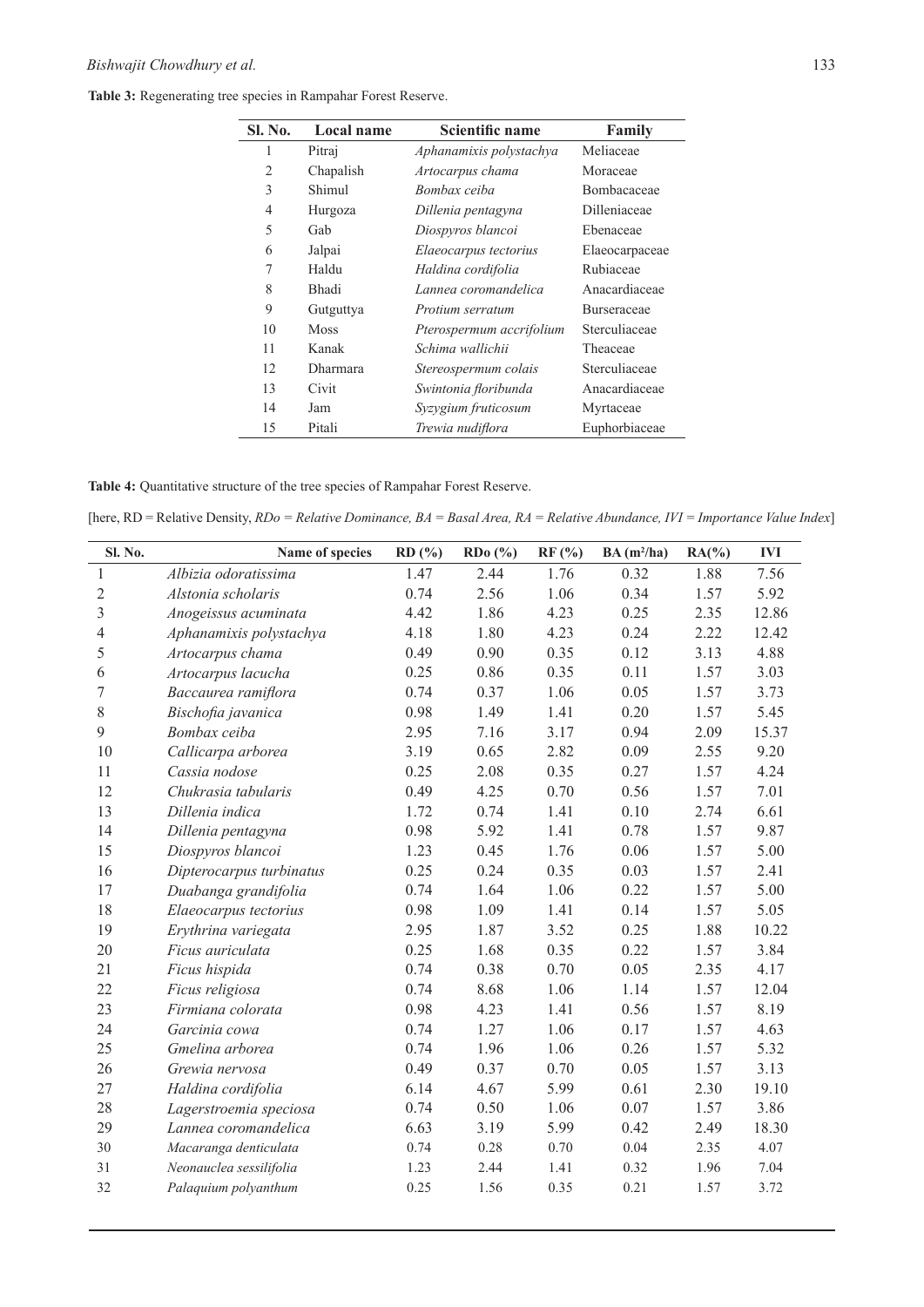**Table 3:** Regenerating tree species in Rampahar Forest Reserve.

| Sl. No. | Local name | Scientific name | Family |
|---|---|---|---|
| 1 | Pitraj | *Aphanamixis polystachya* | Meliaceae |
| 2 | Chapalish | *Artocarpus chama* | Moraceae |
| 3 | Shimul | *Bombax ceiba* | Bombacaceae |
| 4 | Hurgoza | *Dillenia pentagyna* | Dilleniaceae |
| 5 | Gab | *Diospyros blancoi* | Ebenaceae |
| 6 | Jalpai | *Elaeocarpus tectorius* | Elaeocarpaceae |
| 7 | Haldu | *Haldina cordifolia* | Rubiaceae |
| 8 | Bhadi | *Lannea coromandelica* | Anacardiaceae |
| 9 | Gutguttya | *Protium serratum* | Burseraceae |
| 10 | Moss | *Pterospermum accrifolium* | Sterculiaceae |
| 11 | Kanak | *Schima wallichii* | Theaceae |
| 12 | Dharmara | *Stereospermum colais* | Sterculiaceae |
| 13 | Civit | *Swintonia floribunda* | Anacardiaceae |
| 14 | Jam | *Syzygium fruticosum* | Myrtaceae |
| 15 | Pitali | *Trewia nudiflora* | Euphorbiaceae |

**Table 4:** Quantitative structure of the tree species of Rampahar Forest Reserve.

[here, RD = Relative Density, *RDo = Relative Dominance, BA = Basal Area, RA = Relative Abundance, IVI = Importance Value Index*]

| Sl. No. | Name of species | RD (%) | RDo (%) | RF (%) | BA ($m^2$/ha) | RA(%) | IVI |
|---|---|---|---|---|---|---|---|
| 1 | *Albizia odoratissima* | 1.47 | 2.44 | 1.76 | 0.32 | 1.88 | 7.56 |
| 2 | *Alstonia scholaris* | 0.74 | 2.56 | 1.06 | 0.34 | 1.57 | 5.92 |
| 3 | *Anogeissus acuminata* | 4.42 | 1.86 | 4.23 | 0.25 | 2.35 | 12.86 |
| 4 | *Aphanamixis polystachya* | 4.18 | 1.80 | 4.23 | 0.24 | 2.22 | 12.42 |
| 5 | *Artocarpus chama* | 0.49 | 0.90 | 0.35 | 0.12 | 3.13 | 4.88 |
| 6 | *Artocarpus lacucha* | 0.25 | 0.86 | 0.35 | 0.11 | 1.57 | 3.03 |
| 7 | *Baccaurea ramiflora* | 0.74 | 0.37 | 1.06 | 0.05 | 1.57 | 3.73 |
| 8 | *Bischofia javanica* | 0.98 | 1.49 | 1.41 | 0.20 | 1.57 | 5.45 |
| 9 | *Bombax ceiba* | 2.95 | 7.16 | 3.17 | 0.94 | 2.09 | 15.37 |
| 10 | *Callicarpa arborea* | 3.19 | 0.65 | 2.82 | 0.09 | 2.55 | 9.20 |
| 11 | *Cassia nodose* | 0.25 | 2.08 | 0.35 | 0.27 | 1.57 | 4.24 |
| 12 | *Chukrasia tabularis* | 0.49 | 4.25 | 0.70 | 0.56 | 1.57 | 7.01 |
| 13 | *Dillenia indica* | 1.72 | 0.74 | 1.41 | 0.10 | 2.74 | 6.61 |
| 14 | *Dillenia pentagyna* | 0.98 | 5.92 | 1.41 | 0.78 | 1.57 | 9.87 |
| 15 | *Diospyros blancoi* | 1.23 | 0.45 | 1.76 | 0.06 | 1.57 | 5.00 |
| 16 | *Dipterocarpus turbinatus* | 0.25 | 0.24 | 0.35 | 0.03 | 1.57 | 2.41 |
| 17 | *Duabanga grandifolia* | 0.74 | 1.64 | 1.06 | 0.22 | 1.57 | 5.00 |
| 18 | *Elaeocarpus tectorius* | 0.98 | 1.09 | 1.41 | 0.14 | 1.57 | 5.05 |
| 19 | *Erythrina variegata* | 2.95 | 1.87 | 3.52 | 0.25 | 1.88 | 10.22 |
| 20 | *Ficus auriculata* | 0.25 | 1.68 | 0.35 | 0.22 | 1.57 | 3.84 |
| 21 | *Ficus hispida* | 0.74 | 0.38 | 0.70 | 0.05 | 2.35 | 4.17 |
| 22 | *Ficus religiosa* | 0.74 | 8.68 | 1.06 | 1.14 | 1.57 | 12.04 |
| 23 | *Firmiana colorata* | 0.98 | 4.23 | 1.41 | 0.56 | 1.57 | 8.19 |
| 24 | *Garcinia cowa* | 0.74 | 1.27 | 1.06 | 0.17 | 1.57 | 4.63 |
| 25 | *Gmelina arborea* | 0.74 | 1.96 | 1.06 | 0.26 | 1.57 | 5.32 |
| 26 | *Grewia nervosa* | 0.49 | 0.37 | 0.70 | 0.05 | 1.57 | 3.13 |
| 27 | *Haldina cordifolia* | 6.14 | 4.67 | 5.99 | 0.61 | 2.30 | 19.10 |
| 28 | *Lagerstroemia speciosa* | 0.74 | 0.50 | 1.06 | 0.07 | 1.57 | 3.86 |
| 29 | *Lannea coromandelica* | 6.63 | 3.19 | 5.99 | 0.42 | 2.49 | 18.30 |
| 30 | *Macaranga denticulata* | 0.74 | 0.28 | 0.70 | 0.04 | 2.35 | 4.07 |
| 31 | *Neonauclea sessilifolia* | 1.23 | 2.44 | 1.41 | 0.32 | 1.96 | 7.04 |
| 32 | *Palaquium polyanthum* | 0.25 | 1.56 | 0.35 | 0.21 | 1.57 | 3.72 |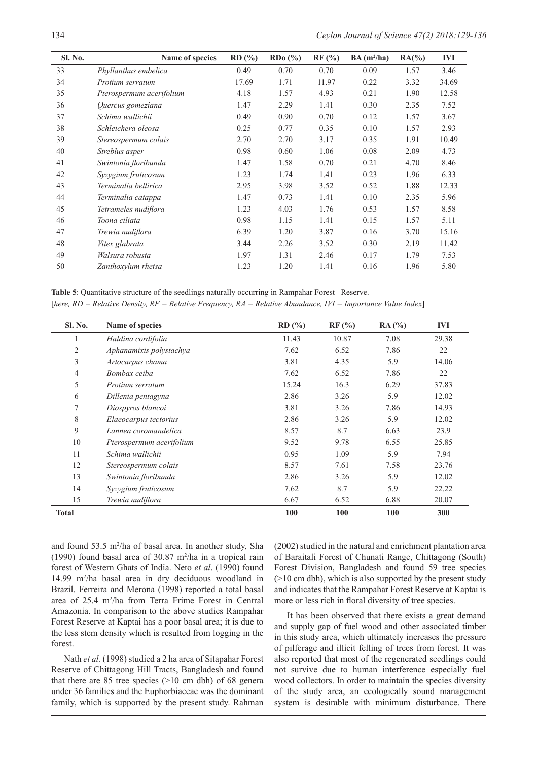| Sl. No. | Name of species | RD (%) | RDo (%) | RF (%) | BA ($m^2$/ha) | RA(%) | IVI |
|---|---|---|---|---|---|---|---|
| 33 | *Phyllanthus embelica* | 0.49 | 0.70 | 0.70 | 0.09 | 1.57 | 3.46 |
| 34 | *Protium serratum* | 17.69 | 1.71 | 11.97 | 0.22 | 3.32 | 34.69 |
| 35 | *Pterospermum acerifolium* | 4.18 | 1.57 | 4.93 | 0.21 | 1.90 | 12.58 |
| 36 | *Quercus gomeziana* | 1.47 | 2.29 | 1.41 | 0.30 | 2.35 | 7.52 |
| 37 | *Schima wallichii* | 0.49 | 0.90 | 0.70 | 0.12 | 1.57 | 3.67 |
| 38 | *Schleichera oleosa* | 0.25 | 0.77 | 0.35 | 0.10 | 1.57 | 2.93 |
| 39 | *Stereospermum colais* | 2.70 | 2.70 | 3.17 | 0.35 | 1.91 | 10.49 |
| 40 | *Streblus asper* | 0.98 | 0.60 | 1.06 | 0.08 | 2.09 | 4.73 |
| 41 | *Swintonia floribunda* | 1.47 | 1.58 | 0.70 | 0.21 | 4.70 | 8.46 |
| 42 | *Syzygium fruticosum* | 1.23 | 1.74 | 1.41 | 0.23 | 1.96 | 6.33 |
| 43 | *Terminalia bellirica* | 2.95 | 3.98 | 3.52 | 0.52 | 1.88 | 12.33 |
| 44 | *Terminalia catappa* | 1.47 | 0.73 | 1.41 | 0.10 | 2.35 | 5.96 |
| 45 | *Tetrameles nudiflora* | 1.23 | 4.03 | 1.76 | 0.53 | 1.57 | 8.58 |
| 46 | *Toona ciliata* | 0.98 | 1.15 | 1.41 | 0.15 | 1.57 | 5.11 |
| 47 | *Trewia nudiflora* | 6.39 | 1.20 | 3.87 | 0.16 | 3.70 | 15.16 |
| 48 | *Vitex glabrata* | 3.44 | 2.26 | 3.52 | 0.30 | 2.19 | 11.42 |
| 49 | *Walsura robusta* | 1.97 | 1.31 | 2.46 | 0.17 | 1.79 | 7.53 |
| 50 | *Zanthoxylum rhetsa* | 1.23 | 1.20 | 1.41 | 0.16 | 1.96 | 5.80 |

**Table 5**: Quantitative structure of the seedlings naturally occurring in Rampahar Forest Reserve.
[*here, RD = Relative Density, RF = Relative Frequency, RA = Relative Abundance, IVI = Importance Value Index*]

| Sl. No. | Name of species | RD (%) | RF (%) | RA (%) | IVI |
|---|---|---|---|---|---|
| 1 | *Haldina cordifolia* | 11.43 | 10.87 | 7.08 | 29.38 |
| 2 | *Aphanamixis polystachya* | 7.62 | 6.52 | 7.86 | 22 |
| 3 | *Artocarpus chama* | 3.81 | 4.35 | 5.9 | 14.06 |
| 4 | *Bombax ceiba* | 7.62 | 6.52 | 7.86 | 22 |
| 5 | *Protium serratum* | 15.24 | 16.3 | 6.29 | 37.83 |
| 6 | *Dillenia pentagyna* | 2.86 | 3.26 | 5.9 | 12.02 |
| 7 | *Diospyros blancoi* | 3.81 | 3.26 | 7.86 | 14.93 |
| 8 | *Elaeocarpus tectorius* | 2.86 | 3.26 | 5.9 | 12.02 |
| 9 | *Lannea coromandelica* | 8.57 | 8.7 | 6.63 | 23.9 |
| 10 | *Pterospermum acerifolium* | 9.52 | 9.78 | 6.55 | 25.85 |
| 11 | *Schima wallichii* | 0.95 | 1.09 | 5.9 | 7.94 |
| 12 | *Stereospermum colais* | 8.57 | 7.61 | 7.58 | 23.76 |
| 13 | *Swintonia floribunda* | 2.86 | 3.26 | 5.9 | 12.02 |
| 14 | *Syzygium fruticosum* | 7.62 | 8.7 | 5.9 | 22.22 |
| 15 | *Trewia nudiflora* | 6.67 | 6.52 | 6.88 | 20.07 |
| **Total** | | **100** | **100** | **100** | **300** |

and found 53.5 $m^2$/ha of basal area. In another study, Sha (1990) found basal area of 30.87 $m^2$/ha in a tropical rain forest of Western Ghats of India. Neto *et al*. (1990) found 14.99 $m^2$/ha basal area in dry deciduous woodland in Brazil. Ferreira and Merona (1998) reported a total basal area of 25.4 $m^2$/ha from Terra Frime Forest in Central Amazonia. In comparison to the above studies Rampahar Forest Reserve at Kaptai has a poor basal area; it is due to the less stem density which is resulted from logging in the forest.

Nath *et al.* (1998) studied a 2 ha area of Sitapahar Forest Reserve of Chittagong Hill Tracts, Bangladesh and found that there are 85 tree species (>10 cm dbh) of 68 genera under 36 families and the Euphorbiaceae was the dominant family, which is supported by the present study. Rahman (2002) studied in the natural and enrichment plantation area of Baraitali Forest of Chunati Range, Chittagong (South) Forest Division, Bangladesh and found 59 tree species (>10 cm dbh), which is also supported by the present study and indicates that the Rampahar Forest Reserve at Kaptai is more or less rich in floral diversity of tree species.

It has been observed that there exists a great demand and supply gap of fuel wood and other associated timber in this study area, which ultimately increases the pressure of pilferage and illicit felling of trees from forest. It was also reported that most of the regenerated seedlings could not survive due to human interference especially fuel wood collectors. In order to maintain the species diversity of the study area, an ecologically sound management system is desirable with minimum disturbance. There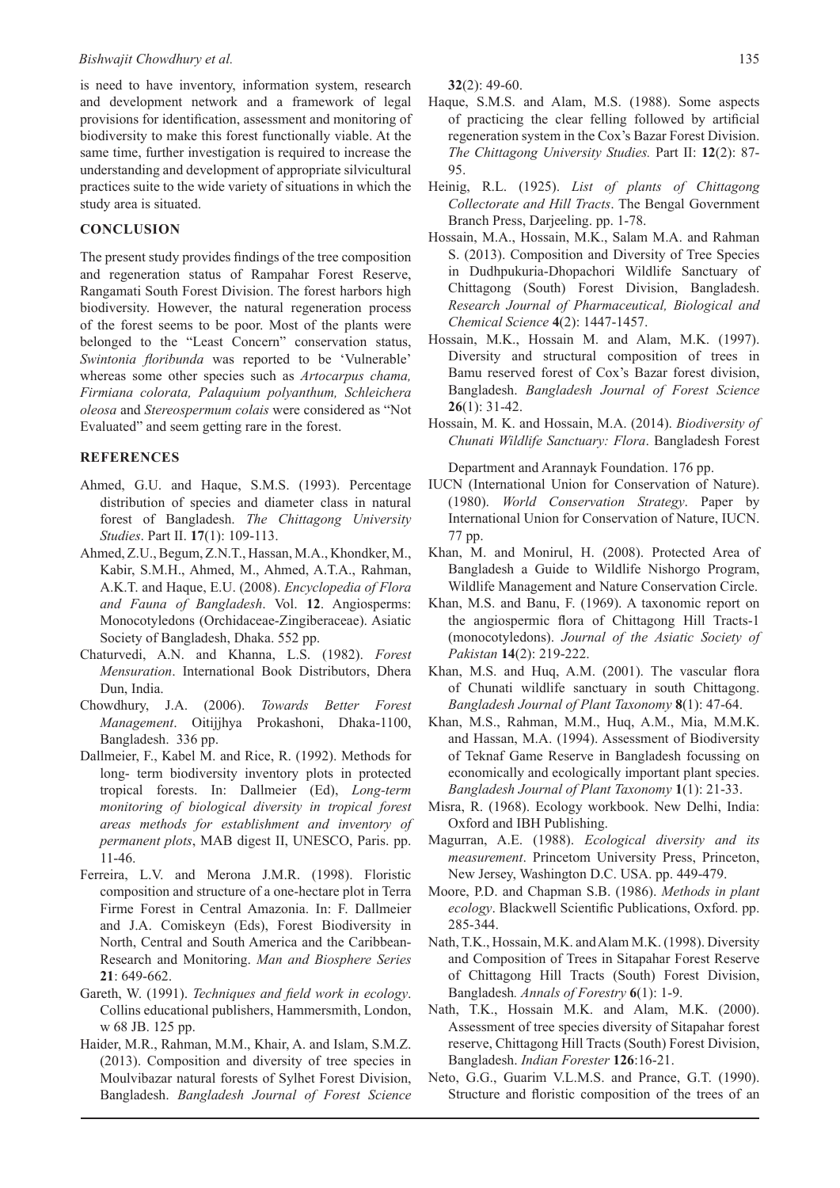is need to have inventory, information system, research and development network and a framework of legal provisions for identification, assessment and monitoring of biodiversity to make this forest functionally viable. At the same time, further investigation is required to increase the understanding and development of appropriate silvicultural practices suite to the wide variety of situations in which the study area is situated.

## CONCLUSION

The present study provides findings of the tree composition and regeneration status of Rampahar Forest Reserve, Rangamati South Forest Division. The forest harbors high biodiversity. However, the natural regeneration process of the forest seems to be poor. Most of the plants were belonged to the "Least Concern" conservation status, *Swintonia floribunda* was reported to be 'Vulnerable' whereas some other species such as *Artocarpus chama, Firmiana colorata, Palaquium polyanthum, Schleichera oleosa* and *Stereospermum colais* were considered as "Not Evaluated" and seem getting rare in the forest.

## REFERENCES

- Ahmed, G.U. and Haque, S.M.S. (1993). Percentage distribution of species and diameter class in natural forest of Bangladesh. *The Chittagong University Studies*. Part II. **17**(1): 109-113.
- Ahmed, Z.U., Begum, Z.N.T., Hassan, M.A., Khondker, M., Kabir, S.M.H., Ahmed, M., Ahmed, A.T.A., Rahman, A.K.T. and Haque, E.U. (2008). *Encyclopedia of Flora and Fauna of Bangladesh*. Vol. **12**. Angiosperms: Monocotyledons (Orchidaceae-Zingiberaceae). Asiatic Society of Bangladesh, Dhaka. 552 pp.
- Chaturvedi, A.N. and Khanna, L.S. (1982). *Forest Mensuration*. International Book Distributors, Dhera Dun, India.
- Chowdhury, J.A. (2006). *Towards Better Forest Management*. Oitijjhya Prokashoni, Dhaka-1100, Bangladesh. 336 pp.
- Dallmeier, F., Kabel M. and Rice, R. (1992). Methods for long- term biodiversity inventory plots in protected tropical forests. In: Dallmeier (Ed), *Long-term monitoring of biological diversity in tropical forest areas methods for establishment and inventory of permanent plots*, MAB digest II, UNESCO, Paris. pp. 11-46.
- Ferreira, L.V. and Merona J.M.R. (1998). Floristic composition and structure of a one-hectare plot in Terra Firme Forest in Central Amazonia. In: F. Dallmeier and J.A. Comiskeyn (Eds), Forest Biodiversity in North, Central and South America and the Caribbean-Research and Monitoring. *Man and Biosphere Series* **21**: 649-662.
- Gareth, W. (1991). *Techniques and field work in ecology*. Collins educational publishers, Hammersmith, London, w 68 JB. 125 pp.
- Haider, M.R., Rahman, M.M., Khair, A. and Islam, S.M.Z. (2013). Composition and diversity of tree species in Moulvibazar natural forests of Sylhet Forest Division, Bangladesh. *Bangladesh Journal of Forest Science* **32**(2): 49-60.
- Haque, S.M.S. and Alam, M.S. (1988). Some aspects of practicing the clear felling followed by artificial regeneration system in the Cox's Bazar Forest Division. *The Chittagong University Studies.* Part II: **12**(2): 87-95.
- Heinig, R.L. (1925). *List of plants of Chittagong Collectorate and Hill Tracts*. The Bengal Government Branch Press, Darjeeling. pp. 1-78.
- Hossain, M.A., Hossain, M.K., Salam M.A. and Rahman S. (2013). Composition and Diversity of Tree Species in Dudhpukuria-Dhopachori Wildlife Sanctuary of Chittagong (South) Forest Division, Bangladesh. *Research Journal of Pharmaceutical, Biological and Chemical Science* **4**(2): 1447-1457.
- Hossain, M.K., Hossain M. and Alam, M.K. (1997). Diversity and structural composition of trees in Bamu reserved forest of Cox's Bazar forest division, Bangladesh. *Bangladesh Journal of Forest Science* **26**(1): 31-42.
- Hossain, M. K. and Hossain, M.A. (2014). *Biodiversity of Chunati Wildlife Sanctuary: Flora*. Bangladesh Forest Department and Arannayk Foundation. 176 pp.
- IUCN (International Union for Conservation of Nature). (1980). *World Conservation Strategy*. Paper by International Union for Conservation of Nature, IUCN. 77 pp.
- Khan, M. and Monirul, H. (2008). Protected Area of Bangladesh a Guide to Wildlife Nishorgo Program, Wildlife Management and Nature Conservation Circle.
- Khan, M.S. and Banu, F. (1969). A taxonomic report on the angiospermic flora of Chittagong Hill Tracts-1 (monocotyledons). *Journal of the Asiatic Society of Pakistan* **14**(2): 219-222.
- Khan, M.S. and Huq, A.M. (2001). The vascular flora of Chunati wildlife sanctuary in south Chittagong. *Bangladesh Journal of Plant Taxonomy* **8**(1): 47-64.
- Khan, M.S., Rahman, M.M., Huq, A.M., Mia, M.M.K. and Hassan, M.A. (1994). Assessment of Biodiversity of Teknaf Game Reserve in Bangladesh focussing on economically and ecologically important plant species. *Bangladesh Journal of Plant Taxonomy* **1**(1): 21-33.
- Misra, R. (1968). Ecology workbook. New Delhi, India: Oxford and IBH Publishing.
- Magurran, A.E. (1988). *Ecological diversity and its measurement*. Princetom University Press, Princeton, New Jersey, Washington D.C. USA. pp. 449-479.
- Moore, P.D. and Chapman S.B. (1986). *Methods in plant ecology*. Blackwell Scientific Publications, Oxford. pp. 285-344.
- Nath, T.K., Hossain, M.K. and Alam M.K. (1998). Diversity and Composition of Trees in Sitapahar Forest Reserve of Chittagong Hill Tracts (South) Forest Division, Bangladesh*. Annals of Forestry* **6**(1): 1-9.
- Nath, T.K., Hossain M.K. and Alam, M.K. (2000). Assessment of tree species diversity of Sitapahar forest reserve, Chittagong Hill Tracts (South) Forest Division, Bangladesh. *Indian Forester* **126**:16-21.
- Neto, G.G., Guarim V.L.M.S. and Prance, G.T. (1990). Structure and floristic composition of the trees of an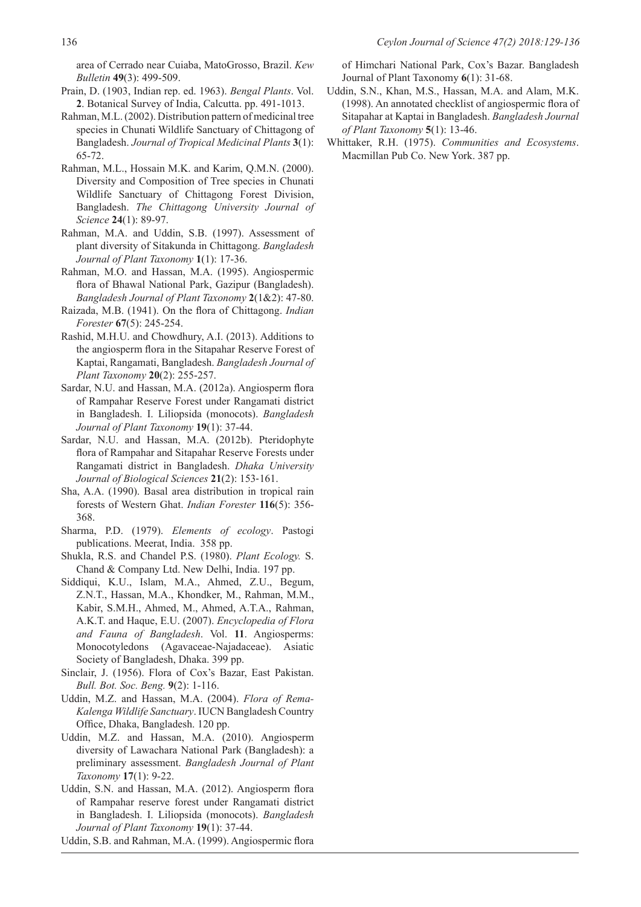area of Cerrado near Cuiaba, MatoGrosso, Brazil. *Kew Bulletin* **49**(3): 499-509.

Prain, D. (1903, Indian rep. ed. 1963). *Bengal Plants*. Vol. **2**. Botanical Survey of India, Calcutta. pp. 491-1013.

Rahman, M.L. (2002). Distribution pattern of medicinal tree species in Chunati Wildlife Sanctuary of Chittagong of Bangladesh. *Journal of Tropical Medicinal Plants* **3**(1): 65-72.

Rahman, M.L., Hossain M.K. and Karim, Q.M.N. (2000). Diversity and Composition of Tree species in Chunati Wildlife Sanctuary of Chittagong Forest Division, Bangladesh. *The Chittagong University Journal of Science* **24**(1): 89-97.

Rahman, M.A. and Uddin, S.B. (1997). Assessment of plant diversity of Sitakunda in Chittagong. *Bangladesh Journal of Plant Taxonomy* **1**(1): 17-36.

Rahman, M.O. and Hassan, M.A. (1995). Angiospermic flora of Bhawal National Park, Gazipur (Bangladesh). *Bangladesh Journal of Plant Taxonomy* **2**(1&2): 47-80.

Raizada, M.B. (1941). On the flora of Chittagong. *Indian Forester* **67**(5): 245-254.

Rashid, M.H.U. and Chowdhury, A.I. (2013). Additions to the angiosperm flora in the Sitapahar Reserve Forest of Kaptai, Rangamati, Bangladesh. *Bangladesh Journal of Plant Taxonomy* **20**(2): 255-257.

Sardar, N.U. and Hassan, M.A. (2012a). Angiosperm flora of Rampahar Reserve Forest under Rangamati district in Bangladesh. I. Liliopsida (monocots). *Bangladesh Journal of Plant Taxonomy* **19**(1): 37-44.

Sardar, N.U. and Hassan, M.A. (2012b). Pteridophyte flora of Rampahar and Sitapahar Reserve Forests under Rangamati district in Bangladesh. *Dhaka University Journal of Biological Sciences* **21**(2): 153-161.

Sha, A.A. (1990). Basal area distribution in tropical rain forests of Western Ghat. *Indian Forester* **116**(5): 356-368.

Sharma, P.D. (1979). *Elements of ecology*. Pastogi publications. Meerat, India. 358 pp.

Shukla, R.S. and Chandel P.S. (1980). *Plant Ecology.* S. Chand & Company Ltd. New Delhi, India. 197 pp.

Siddiqui, K.U., Islam, M.A., Ahmed, Z.U., Begum, Z.N.T., Hassan, M.A., Khondker, M., Rahman, M.M., Kabir, S.M.H., Ahmed, M., Ahmed, A.T.A., Rahman, A.K.T. and Haque, E.U. (2007). *Encyclopedia of Flora and Fauna of Bangladesh*. Vol. **11**. Angiosperms: Monocotyledons (Agavaceae-Najadaceae). Asiatic Society of Bangladesh, Dhaka. 399 pp.

Sinclair, J. (1956). Flora of Cox's Bazar, East Pakistan. *Bull. Bot. Soc. Beng.* **9**(2): 1-116.

Uddin, M.Z. and Hassan, M.A. (2004). *Flora of Rema-Kalenga Wildlife Sanctuary*. IUCN Bangladesh Country Office, Dhaka, Bangladesh. 120 pp.

Uddin, M.Z. and Hassan, M.A. (2010). Angiosperm diversity of Lawachara National Park (Bangladesh): a preliminary assessment. *Bangladesh Journal of Plant Taxonomy* **17**(1): 9-22.

Uddin, S.N. and Hassan, M.A. (2012). Angiosperm flora of Rampahar reserve forest under Rangamati district in Bangladesh. I. Liliopsida (monocots). *Bangladesh Journal of Plant Taxonomy* **19**(1): 37-44.

Uddin, S.B. and Rahman, M.A. (1999). Angiospermic flora of Himchari National Park, Cox's Bazar. Bangladesh Journal of Plant Taxonomy **6**(1): 31-68.

Uddin, S.N., Khan, M.S., Hassan, M.A. and Alam, M.K. (1998). An annotated checklist of angiospermic flora of Sitapahar at Kaptai in Bangladesh. *Bangladesh Journal of Plant Taxonomy* **5**(1): 13-46.

Whittaker, R.H. (1975). *Communities and Ecosystems*. Macmillan Pub Co. New York. 387 pp.